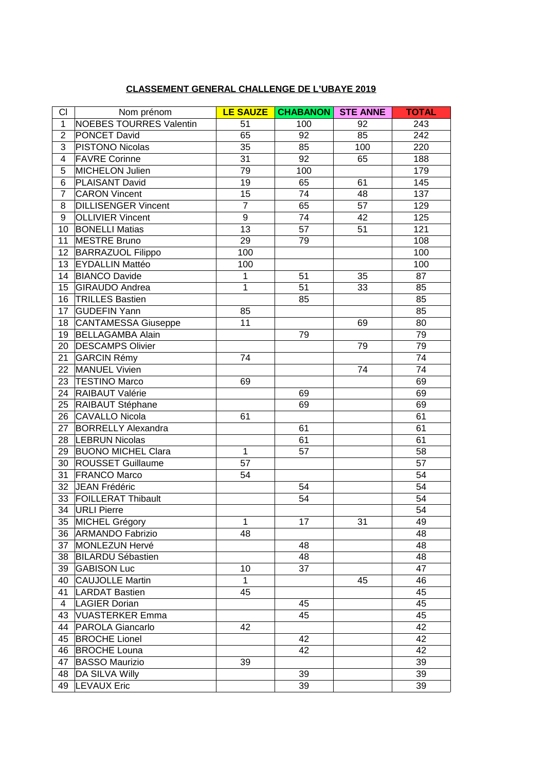**CLASSEMENT GENERAL CHALLENGE DE L'UBAYE 2019**

| Cl | Nom prénom | LE SAUZE | CHABANON | STE ANNE | TOTAL |
|---|---|---|---|---|---|
| 1 | NOEBES TOURRES Valentin | 51 | 100 | 92 | 243 |
| 2 | PONCET David | 65 | 92 | 85 | 242 |
| 3 | PISTONO Nicolas | 35 | 85 | 100 | 220 |
| 4 | FAVRE Corinne | 31 | 92 | 65 | 188 |
| 5 | MICHELON Julien | 79 | 100 | | 179 |
| 6 | PLAISANT David | 19 | 65 | 61 | 145 |
| 7 | CARON Vincent | 15 | 74 | 48 | 137 |
| 8 | DILLISENGER Vincent | 7 | 65 | 57 | 129 |
| 9 | OLLIVIER Vincent | 9 | 74 | 42 | 125 |
| 10 | BONELLI Matias | 13 | 57 | 51 | 121 |
| 11 | MESTRE Bruno | 29 | 79 | | 108 |
| 12 | BARRAZUOL Filippo | 100 | | | 100 |
| 13 | EYDALLIN Mattéo | 100 | | | 100 |
| 14 | BIANCO Davide | 1 | 51 | 35 | 87 |
| 15 | GIRAUDO Andrea | 1 | 51 | 33 | 85 |
| 16 | TRILLES Bastien | | 85 | | 85 |
| 17 | GUDEFIN Yann | 85 | | | 85 |
| 18 | CANTAMESSA Giuseppe | 11 | | 69 | 80 |
| 19 | BELLAGAMBA Alain | | 79 | | 79 |
| 20 | DESCAMPS Olivier | | | 79 | 79 |
| 21 | GARCIN Rémy | 74 | | | 74 |
| 22 | MANUEL Vivien | | | 74 | 74 |
| 23 | TESTINO Marco | 69 | | | 69 |
| 24 | RAIBAUT Valérie | | 69 | | 69 |
| 25 | RAIBAUT Stéphane | | 69 | | 69 |
| 26 | CAVALLO Nicola | 61 | | | 61 |
| 27 | BORRELLY Alexandra | | 61 | | 61 |
| 28 | LEBRUN Nicolas | | 61 | | 61 |
| 29 | BUONO MICHEL Clara | 1 | 57 | | 58 |
| 30 | ROUSSET Guillaume | 57 | | | 57 |
| 31 | FRANCO Marco | 54 | | | 54 |
| 32 | JEAN Frédéric | | 54 | | 54 |
| 33 | FOILLERAT Thibault | | 54 | | 54 |
| 34 | URLI Pierre | | | | 54 |
| 35 | MICHEL Grégory | 1 | 17 | 31 | 49 |
| 36 | ARMANDO Fabrizio | 48 | | | 48 |
| 37 | MONLEZUN Hervé | | 48 | | 48 |
| 38 | BILARDU Sébastien | | 48 | | 48 |
| 39 | GABISON Luc | 10 | 37 | | 47 |
| 40 | CAUJOLLE Martin | 1 | | 45 | 46 |
| 41 | LARDAT Bastien | 45 | | | 45 |
| 4 | LAGIER Dorian | | 45 | | 45 |
| 43 | VUASTERKER Emma | | 45 | | 45 |
| 44 | PAROLA Giancarlo | 42 | | | 42 |
| 45 | BROCHE Lionel | | 42 | | 42 |
| 46 | BROCHE Louna | | 42 | | 42 |
| 47 | BASSO Maurizio | 39 | | | 39 |
| 48 | DA SILVA Willy | | 39 | | 39 |
| 49 | LEVAUX Eric | | 39 | | 39 |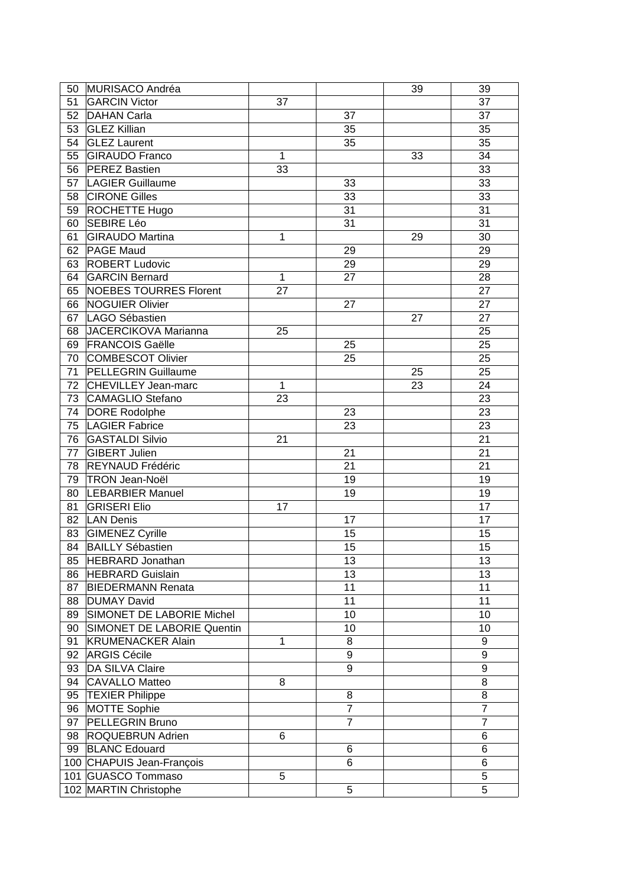| | | | | | |
|---|---|---|---|---|---|
| 50 | MURISACO Andréa | | | 39 | 39 |
| 51 | GARCIN Victor | 37 | | | 37 |
| 52 | DAHAN Carla | | 37 | | 37 |
| 53 | GLEZ Killian | | 35 | | 35 |
| 54 | GLEZ Laurent | | 35 | | 35 |
| 55 | GIRAUDO Franco | 1 | | 33 | 34 |
| 56 | PEREZ Bastien | 33 | | | 33 |
| 57 | LAGIER Guillaume | | 33 | | 33 |
| 58 | CIRONE Gilles | | 33 | | 33 |
| 59 | ROCHETTE Hugo | | 31 | | 31 |
| 60 | SEBIRE Léo | | 31 | | 31 |
| 61 | GIRAUDO Martina | 1 | | 29 | 30 |
| 62 | PAGE Maud | | 29 | | 29 |
| 63 | ROBERT Ludovic | | 29 | | 29 |
| 64 | GARCIN Bernard | 1 | 27 | | 28 |
| 65 | NOEBES TOURRES Florent | 27 | | | 27 |
| 66 | NOGUIER Olivier | | 27 | | 27 |
| 67 | LAGO Sébastien | | | 27 | 27 |
| 68 | JACERCIKOVA Marianna | 25 | | | 25 |
| 69 | FRANCOIS Gaëlle | | 25 | | 25 |
| 70 | COMBESCOT Olivier | | 25 | | 25 |
| 71 | PELLEGRIN Guillaume | | | 25 | 25 |
| 72 | CHEVILLEY Jean-marc | 1 | | 23 | 24 |
| 73 | CAMAGLIO Stefano | 23 | | | 23 |
| 74 | DORE Rodolphe | | 23 | | 23 |
| 75 | LAGIER Fabrice | | 23 | | 23 |
| 76 | GASTALDI Silvio | 21 | | | 21 |
| 77 | GIBERT Julien | | 21 | | 21 |
| 78 | REYNAUD Frédéric | | 21 | | 21 |
| 79 | TRON Jean-Noël | | 19 | | 19 |
| 80 | LEBARBIER Manuel | | 19 | | 19 |
| 81 | GRISERI Elio | 17 | | | 17 |
| 82 | LAN Denis | | 17 | | 17 |
| 83 | GIMENEZ Cyrille | | 15 | | 15 |
| 84 | BAILLY Sébastien | | 15 | | 15 |
| 85 | HEBRARD Jonathan | | 13 | | 13 |
| 86 | HEBRARD Guislain | | 13 | | 13 |
| 87 | BIEDERMANN Renata | | 11 | | 11 |
| 88 | DUMAY David | | 11 | | 11 |
| 89 | SIMONET DE LABORIE Michel | | 10 | | 10 |
| 90 | SIMONET DE LABORIE Quentin | | 10 | | 10 |
| 91 | KRUMENACKER Alain | 1 | 8 | | 9 |
| 92 | ARGIS Cécile | | 9 | | 9 |
| 93 | DA SILVA Claire | | 9 | | 9 |
| 94 | CAVALLO Matteo | 8 | | | 8 |
| 95 | TEXIER Philippe | | 8 | | 8 |
| 96 | MOTTE Sophie | | 7 | | 7 |
| 97 | PELLEGRIN Bruno | | 7 | | 7 |
| 98 | ROQUEBRUN Adrien | 6 | | | 6 |
| 99 | BLANC Edouard | | 6 | | 6 |
| 100 | CHAPUIS Jean-François | | 6 | | 6 |
| 101 | GUASCO Tommaso | 5 | | | 5 |
| 102 | MARTIN Christophe | | 5 | | 5 |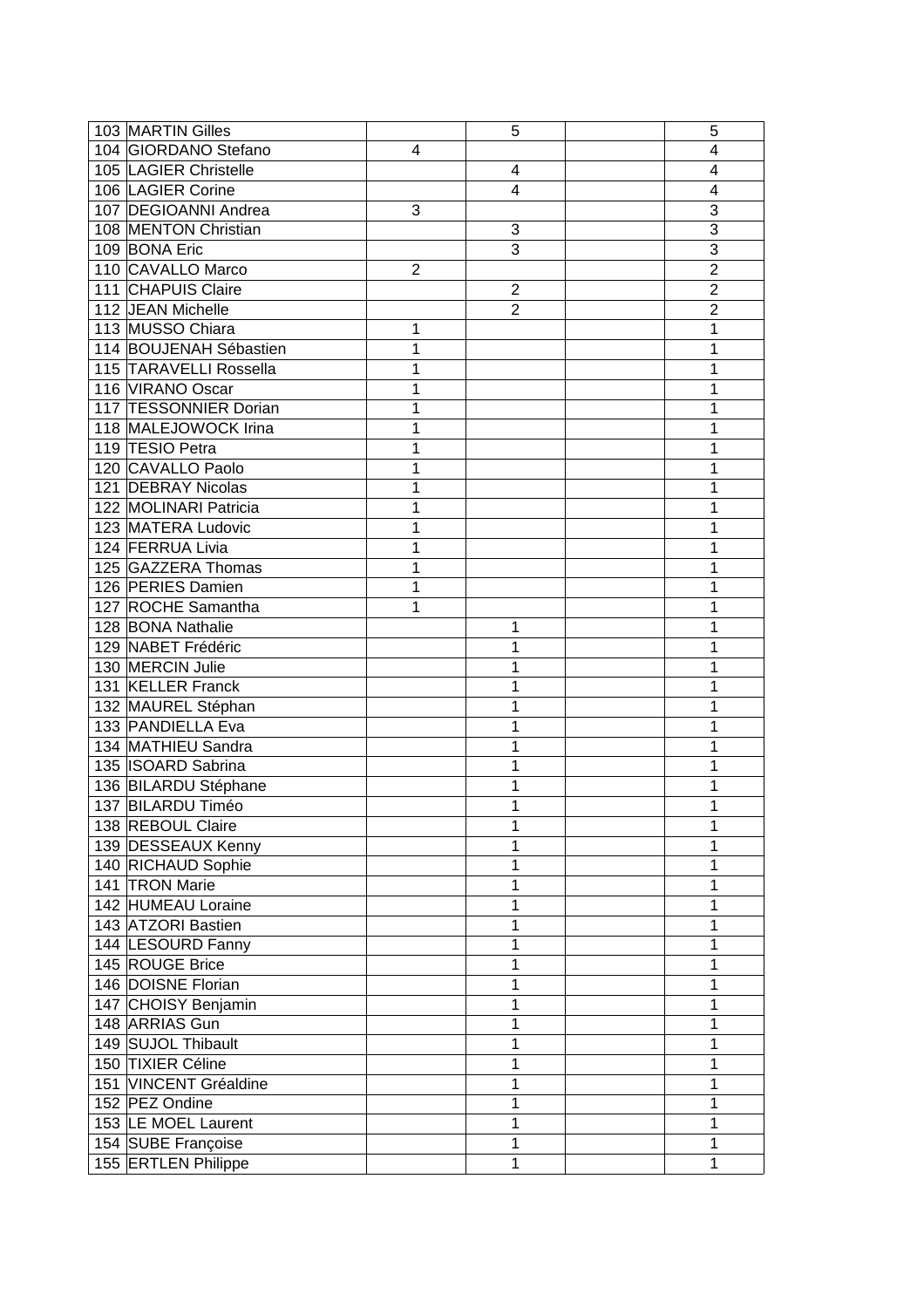| | | | | | |
|---|---|---|---|---|---|
| 103 | MARTIN Gilles | | 5 | | 5 |
| 104 | GIORDANO Stefano | 4 | | | 4 |
| 105 | LAGIER Christelle | | 4 | | 4 |
| 106 | LAGIER Corine | | 4 | | 4 |
| 107 | DEGIOANNI Andrea | 3 | | | 3 |
| 108 | MENTON Christian | | 3 | | 3 |
| 109 | BONA Eric | | 3 | | 3 |
| 110 | CAVALLO Marco | 2 | | | 2 |
| 111 | CHAPUIS Claire | | 2 | | 2 |
| 112 | JEAN Michelle | | 2 | | 2 |
| 113 | MUSSO Chiara | 1 | | | 1 |
| 114 | BOUJENAH Sébastien | 1 | | | 1 |
| 115 | TARAVELLI Rossella | 1 | | | 1 |
| 116 | VIRANO Oscar | 1 | | | 1 |
| 117 | TESSONNIER Dorian | 1 | | | 1 |
| 118 | MALEJOWOCK Irina | 1 | | | 1 |
| 119 | TESIO Petra | 1 | | | 1 |
| 120 | CAVALLO Paolo | 1 | | | 1 |
| 121 | DEBRAY Nicolas | 1 | | | 1 |
| 122 | MOLINARI Patricia | 1 | | | 1 |
| 123 | MATERA Ludovic | 1 | | | 1 |
| 124 | FERRUA Livia | 1 | | | 1 |
| 125 | GAZZERA Thomas | 1 | | | 1 |
| 126 | PERIES Damien | 1 | | | 1 |
| 127 | ROCHE Samantha | 1 | | | 1 |
| 128 | BONA Nathalie | | 1 | | 1 |
| 129 | NABET Frédéric | | 1 | | 1 |
| 130 | MERCIN Julie | | 1 | | 1 |
| 131 | KELLER Franck | | 1 | | 1 |
| 132 | MAUREL Stéphan | | 1 | | 1 |
| 133 | PANDIELLA Eva | | 1 | | 1 |
| 134 | MATHIEU Sandra | | 1 | | 1 |
| 135 | ISOARD Sabrina | | 1 | | 1 |
| 136 | BILARDU Stéphane | | 1 | | 1 |
| 137 | BILARDU Timéo | | 1 | | 1 |
| 138 | REBOUL Claire | | 1 | | 1 |
| 139 | DESSEAUX Kenny | | 1 | | 1 |
| 140 | RICHAUD Sophie | | 1 | | 1 |
| 141 | TRON Marie | | 1 | | 1 |
| 142 | HUMEAU Loraine | | 1 | | 1 |
| 143 | ATZORI Bastien | | 1 | | 1 |
| 144 | LESOURD Fanny | | 1 | | 1 |
| 145 | ROUGE Brice | | 1 | | 1 |
| 146 | DOISNE Florian | | 1 | | 1 |
| 147 | CHOISY Benjamin | | 1 | | 1 |
| 148 | ARRIAS Gun | | 1 | | 1 |
| 149 | SUJOL Thibault | | 1 | | 1 |
| 150 | TIXIER Céline | | 1 | | 1 |
| 151 | VINCENT Gréaldine | | 1 | | 1 |
| 152 | PEZ Ondine | | 1 | | 1 |
| 153 | LE MOEL Laurent | | 1 | | 1 |
| 154 | SUBE Françoise | | 1 | | 1 |
| 155 | ERTLEN Philippe | | 1 | | 1 |